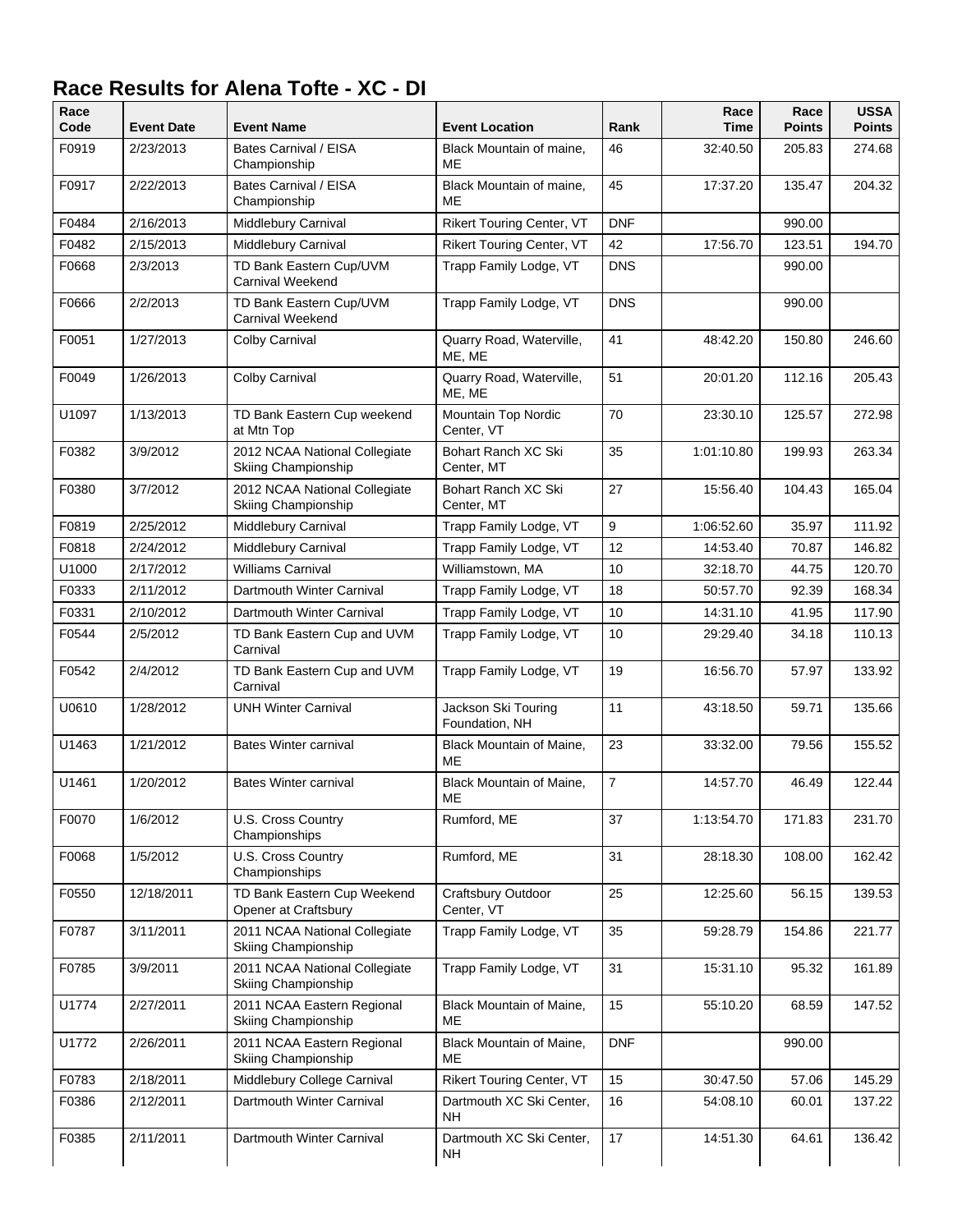# Race Results for Alena Tofte - XC - DI

| Race Code | Event Date | Event Name | Event Location | Rank | Race Time | Race Points | USSA Points |
|---|---|---|---|---|---|---|---|
| F0919 | 2/23/2013 | Bates Carnival / EISA Championship | Black Mountain of maine, ME | 46 | 32:40.50 | 205.83 | 274.68 |
| F0917 | 2/22/2013 | Bates Carnival / EISA Championship | Black Mountain of maine, ME | 45 | 17:37.20 | 135.47 | 204.32 |
| F0484 | 2/16/2013 | Middlebury Carnival | Rikert Touring Center, VT | DNF | | 990.00 | |
| F0482 | 2/15/2013 | Middlebury Carnival | Rikert Touring Center, VT | 42 | 17:56.70 | 123.51 | 194.70 |
| F0668 | 2/3/2013 | TD Bank Eastern Cup/UVM Carnival Weekend | Trapp Family Lodge, VT | DNS | | 990.00 | |
| F0666 | 2/2/2013 | TD Bank Eastern Cup/UVM Carnival Weekend | Trapp Family Lodge, VT | DNS | | 990.00 | |
| F0051 | 1/27/2013 | Colby Carnival | Quarry Road, Waterville, ME, ME | 41 | 48:42.20 | 150.80 | 246.60 |
| F0049 | 1/26/2013 | Colby Carnival | Quarry Road, Waterville, ME, ME | 51 | 20:01.20 | 112.16 | 205.43 |
| U1097 | 1/13/2013 | TD Bank Eastern Cup weekend at Mtn Top | Mountain Top Nordic Center, VT | 70 | 23:30.10 | 125.57 | 272.98 |
| F0382 | 3/9/2012 | 2012 NCAA National Collegiate Skiing Championship | Bohart Ranch XC Ski Center, MT | 35 | 1:01:10.80 | 199.93 | 263.34 |
| F0380 | 3/7/2012 | 2012 NCAA National Collegiate Skiing Championship | Bohart Ranch XC Ski Center, MT | 27 | 15:56.40 | 104.43 | 165.04 |
| F0819 | 2/25/2012 | Middlebury Carnival | Trapp Family Lodge, VT | 9 | 1:06:52.60 | 35.97 | 111.92 |
| F0818 | 2/24/2012 | Middlebury Carnival | Trapp Family Lodge, VT | 12 | 14:53.40 | 70.87 | 146.82 |
| U1000 | 2/17/2012 | Williams Carnival | Williamstown, MA | 10 | 32:18.70 | 44.75 | 120.70 |
| F0333 | 2/11/2012 | Dartmouth Winter Carnival | Trapp Family Lodge, VT | 18 | 50:57.70 | 92.39 | 168.34 |
| F0331 | 2/10/2012 | Dartmouth Winter Carnival | Trapp Family Lodge, VT | 10 | 14:31.10 | 41.95 | 117.90 |
| F0544 | 2/5/2012 | TD Bank Eastern Cup and UVM Carnival | Trapp Family Lodge, VT | 10 | 29:29.40 | 34.18 | 110.13 |
| F0542 | 2/4/2012 | TD Bank Eastern Cup and UVM Carnival | Trapp Family Lodge, VT | 19 | 16:56.70 | 57.97 | 133.92 |
| U0610 | 1/28/2012 | UNH Winter Carnival | Jackson Ski Touring Foundation, NH | 11 | 43:18.50 | 59.71 | 135.66 |
| U1463 | 1/21/2012 | Bates Winter carnival | Black Mountain of Maine, ME | 23 | 33:32.00 | 79.56 | 155.52 |
| U1461 | 1/20/2012 | Bates Winter carnival | Black Mountain of Maine, ME | 7 | 14:57.70 | 46.49 | 122.44 |
| F0070 | 1/6/2012 | U.S. Cross Country Championships | Rumford, ME | 37 | 1:13:54.70 | 171.83 | 231.70 |
| F0068 | 1/5/2012 | U.S. Cross Country Championships | Rumford, ME | 31 | 28:18.30 | 108.00 | 162.42 |
| F0550 | 12/18/2011 | TD Bank Eastern Cup Weekend Opener at Craftsbury | Craftsbury Outdoor Center, VT | 25 | 12:25.60 | 56.15 | 139.53 |
| F0787 | 3/11/2011 | 2011 NCAA National Collegiate Skiing Championship | Trapp Family Lodge, VT | 35 | 59:28.79 | 154.86 | 221.77 |
| F0785 | 3/9/2011 | 2011 NCAA National Collegiate Skiing Championship | Trapp Family Lodge, VT | 31 | 15:31.10 | 95.32 | 161.89 |
| U1774 | 2/27/2011 | 2011 NCAA Eastern Regional Skiing Championship | Black Mountain of Maine, ME | 15 | 55:10.20 | 68.59 | 147.52 |
| U1772 | 2/26/2011 | 2011 NCAA Eastern Regional Skiing Championship | Black Mountain of Maine, ME | DNF | | 990.00 | |
| F0783 | 2/18/2011 | Middlebury College Carnival | Rikert Touring Center, VT | 15 | 30:47.50 | 57.06 | 145.29 |
| F0386 | 2/12/2011 | Dartmouth Winter Carnival | Dartmouth XC Ski Center, NH | 16 | 54:08.10 | 60.01 | 137.22 |
| F0385 | 2/11/2011 | Dartmouth Winter Carnival | Dartmouth XC Ski Center, NH | 17 | 14:51.30 | 64.61 | 136.42 |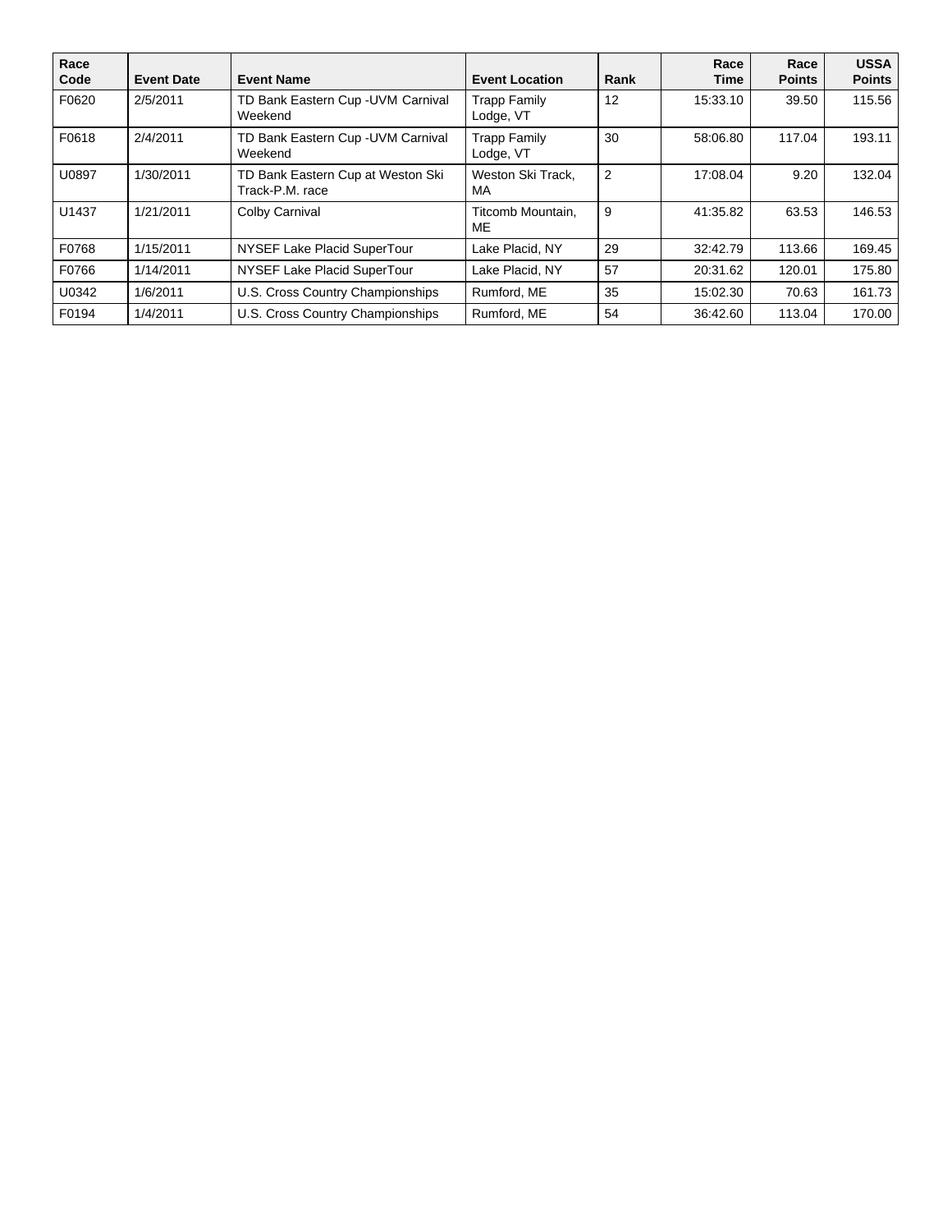| Race Code | Event Date | Event Name | Event Location | Rank | Race Time | Race Points | USSA Points |
|---|---|---|---|---|---|---|---|
| F0620 | 2/5/2011 | TD Bank Eastern Cup -UVM Carnival Weekend | Trapp Family Lodge, VT | 12 | 15:33.10 | 39.50 | 115.56 |
| F0618 | 2/4/2011 | TD Bank Eastern Cup -UVM Carnival Weekend | Trapp Family Lodge, VT | 30 | 58:06.80 | 117.04 | 193.11 |
| U0897 | 1/30/2011 | TD Bank Eastern Cup at Weston Ski Track-P.M. race | Weston Ski Track, MA | 2 | 17:08.04 | 9.20 | 132.04 |
| U1437 | 1/21/2011 | Colby Carnival | Titcomb Mountain, ME | 9 | 41:35.82 | 63.53 | 146.53 |
| F0768 | 1/15/2011 | NYSEF Lake Placid SuperTour | Lake Placid, NY | 29 | 32:42.79 | 113.66 | 169.45 |
| F0766 | 1/14/2011 | NYSEF Lake Placid SuperTour | Lake Placid, NY | 57 | 20:31.62 | 120.01 | 175.80 |
| U0342 | 1/6/2011 | U.S. Cross Country Championships | Rumford, ME | 35 | 15:02.30 | 70.63 | 161.73 |
| F0194 | 1/4/2011 | U.S. Cross Country Championships | Rumford, ME | 54 | 36:42.60 | 113.04 | 170.00 |